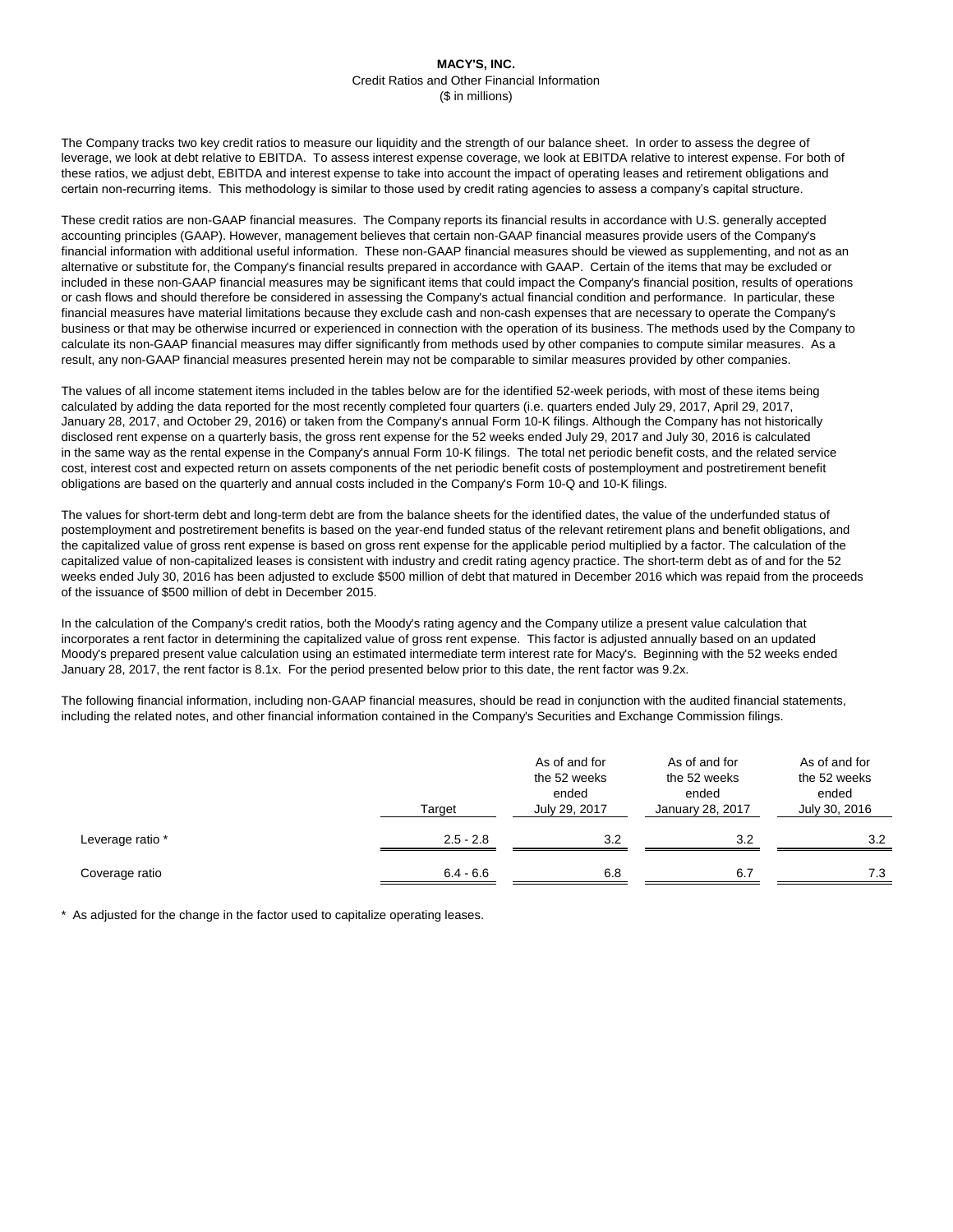# MACY'S, INC.

Credit Ratios and Other Financial Information

($ in millions)

The Company tracks two key credit ratios to measure our liquidity and the strength of our balance sheet. In order to assess the degree of leverage, we look at debt relative to EBITDA. To assess interest expense coverage, we look at EBITDA relative to interest expense. For both of these ratios, we adjust debt, EBITDA and interest expense to take into account the impact of operating leases and retirement obligations and certain non-recurring items. This methodology is similar to those used by credit rating agencies to assess a company's capital structure.

These credit ratios are non-GAAP financial measures. The Company reports its financial results in accordance with U.S. generally accepted accounting principles (GAAP). However, management believes that certain non-GAAP financial measures provide users of the Company's financial information with additional useful information. These non-GAAP financial measures should be viewed as supplementing, and not as an alternative or substitute for, the Company's financial results prepared in accordance with GAAP. Certain of the items that may be excluded or included in these non-GAAP financial measures may be significant items that could impact the Company's financial position, results of operations or cash flows and should therefore be considered in assessing the Company's actual financial condition and performance. In particular, these financial measures have material limitations because they exclude cash and non-cash expenses that are necessary to operate the Company's business or that may be otherwise incurred or experienced in connection with the operation of its business. The methods used by the Company to calculate its non-GAAP financial measures may differ significantly from methods used by other companies to compute similar measures. As a result, any non-GAAP financial measures presented herein may not be comparable to similar measures provided by other companies.

The values of all income statement items included in the tables below are for the identified 52-week periods, with most of these items being calculated by adding the data reported for the most recently completed four quarters (i.e. quarters ended July 29, 2017, April 29, 2017, January 28, 2017, and October 29, 2016) or taken from the Company's annual Form 10-K filings. Although the Company has not historically disclosed rent expense on a quarterly basis, the gross rent expense for the 52 weeks ended July 29, 2017 and July 30, 2016 is calculated in the same way as the rental expense in the Company's annual Form 10-K filings. The total net periodic benefit costs, and the related service cost, interest cost and expected return on assets components of the net periodic benefit costs of postemployment and postretirement benefit obligations are based on the quarterly and annual costs included in the Company's Form 10-Q and 10-K filings.

The values for short-term debt and long-term debt are from the balance sheets for the identified dates, the value of the underfunded status of postemployment and postretirement benefits is based on the year-end funded status of the relevant retirement plans and benefit obligations, and the capitalized value of gross rent expense is based on gross rent expense for the applicable period multiplied by a factor. The calculation of the capitalized value of non-capitalized leases is consistent with industry and credit rating agency practice. The short-term debt as of and for the 52 weeks ended July 30, 2016 has been adjusted to exclude $500 million of debt that matured in December 2016 which was repaid from the proceeds of the issuance of $500 million of debt in December 2015.

In the calculation of the Company's credit ratios, both the Moody's rating agency and the Company utilize a present value calculation that incorporates a rent factor in determining the capitalized value of gross rent expense. This factor is adjusted annually based on an updated Moody's prepared present value calculation using an estimated intermediate term interest rate for Macy's. Beginning with the 52 weeks ended January 28, 2017, the rent factor is 8.1x. For the period presented below prior to this date, the rent factor was 9.2x.

The following financial information, including non-GAAP financial measures, should be read in conjunction with the audited financial statements, including the related notes, and other financial information contained in the Company's Securities and Exchange Commission filings.

| | Target | As of and for the 52 weeks ended July 29, 2017 | As of and for the 52 weeks ended January 28, 2017 | As of and for the 52 weeks ended July 30, 2016 |
|---|---|---|---|---|
| Leverage ratio * | 2.5 - 2.8 | 3.2 | 3.2 | 3.2 |
| Coverage ratio | 6.4 - 6.6 | 6.8 | 6.7 | 7.3 |

\* As adjusted for the change in the factor used to capitalize operating leases.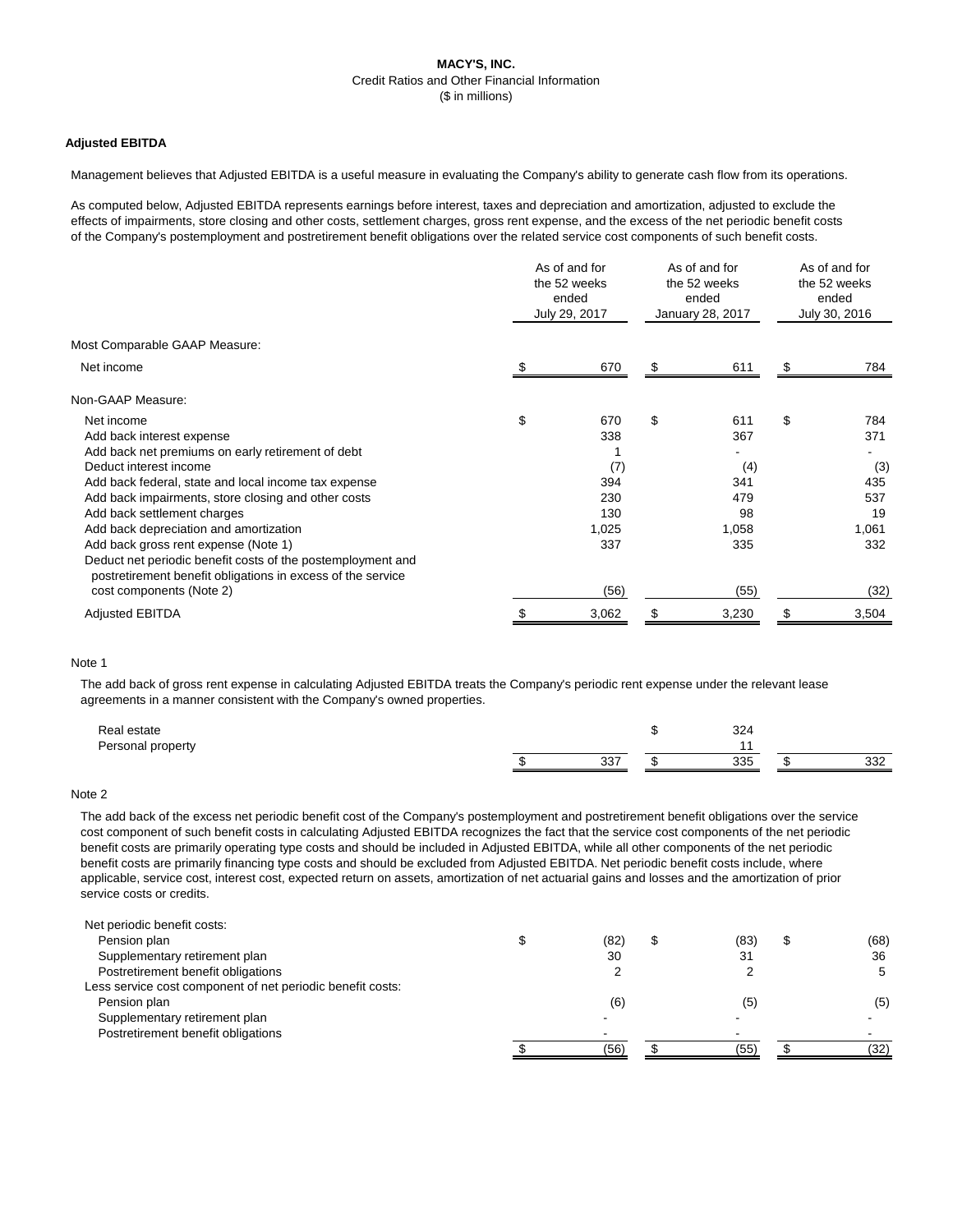**MACY'S, INC.**
Credit Ratios and Other Financial Information
($ in millions)

### Adjusted EBITDA

Management believes that Adjusted EBITDA is a useful measure in evaluating the Company's ability to generate cash flow from its operations.

As computed below, Adjusted EBITDA represents earnings before interest, taxes and depreciation and amortization, adjusted to exclude the effects of impairments, store closing and other costs, settlement charges, gross rent expense, and the excess of the net periodic benefit costs of the Company's postemployment and postretirement benefit obligations over the related service cost components of such benefit costs.

| | As of and for the 52 weeks ended July 29, 2017 | As of and for the 52 weeks ended January 28, 2017 | As of and for the 52 weeks ended July 30, 2016 |
|---|---|---|---|
| Most Comparable GAAP Measure: | | | |
| Net income | $ 670 | $ 611 | $ 784 |
| Non-GAAP Measure: | | | |
| Net income | $ 670 | $ 611 | $ 784 |
| Add back interest expense | 338 | 367 | 371 |
| Add back net premiums on early retirement of debt | 1 | - | - |
| Deduct interest income | (7) | (4) | (3) |
| Add back federal, state and local income tax expense | 394 | 341 | 435 |
| Add back impairments, store closing and other costs | 230 | 479 | 537 |
| Add back settlement charges | 130 | 98 | 19 |
| Add back depreciation and amortization | 1,025 | 1,058 | 1,061 |
| Add back gross rent expense (Note 1) | 337 | 335 | 332 |
| Deduct net periodic benefit costs of the postemployment and postretirement benefit obligations in excess of the service cost components (Note 2) | (56) | (55) | (32) |
| Adjusted EBITDA | $ 3,062 | $ 3,230 | $ 3,504 |

Note 1

The add back of gross rent expense in calculating Adjusted EBITDA treats the Company's periodic rent expense under the relevant lease agreements in a manner consistent with the Company's owned properties.

| | | | |
|---|---|---|---|
| Real estate | | $ 324 | |
| Personal property | | 11 | |
| | $ 337 | $ 335 | $ 332 |

Note 2

The add back of the excess net periodic benefit cost of the Company's postemployment and postretirement benefit obligations over the service cost component of such benefit costs in calculating Adjusted EBITDA recognizes the fact that the service cost components of the net periodic benefit costs are primarily operating type costs and should be included in Adjusted EBITDA, while all other components of the net periodic benefit costs are primarily financing type costs and should be excluded from Adjusted EBITDA. Net periodic benefit costs include, where applicable, service cost, interest cost, expected return on assets, amortization of net actuarial gains and losses and the amortization of prior service costs or credits.

| | | | |
|---|---|---|---|
| Net periodic benefit costs: | | | |
| Pension plan | $ (82) | $ (83) | $ (68) |
| Supplementary retirement plan | 30 | 31 | 36 |
| Postretirement benefit obligations | 2 | 2 | 5 |
| Less service cost component of net periodic benefit costs: | | | |
| Pension plan | (6) | (5) | (5) |
| Supplementary retirement plan | - | - | - |
| Postretirement benefit obligations | - | - | - |
| | $ (56) | $ (55) | $ (32) |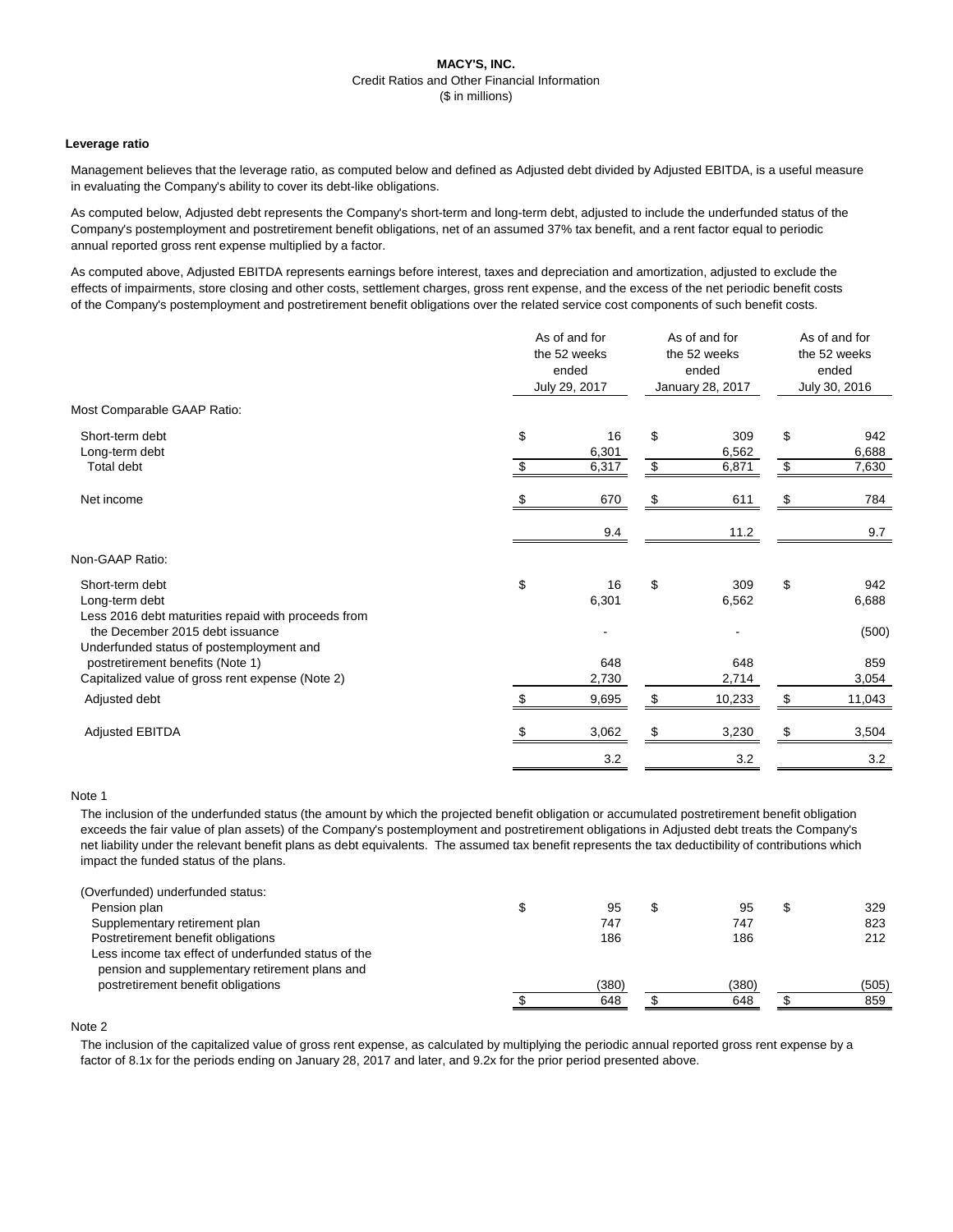# MACY'S, INC.

Credit Ratios and Other Financial Information

($ in millions)

## Leverage ratio

Management believes that the leverage ratio, as computed below and defined as Adjusted debt divided by Adjusted EBITDA, is a useful measure in evaluating the Company's ability to cover its debt-like obligations.

As computed below, Adjusted debt represents the Company's short-term and long-term debt, adjusted to include the underfunded status of the Company's postemployment and postretirement benefit obligations, net of an assumed 37% tax benefit, and a rent factor equal to periodic annual reported gross rent expense multiplied by a factor.

As computed above, Adjusted EBITDA represents earnings before interest, taxes and depreciation and amortization, adjusted to exclude the effects of impairments, store closing and other costs, settlement charges, gross rent expense, and the excess of the net periodic benefit costs of the Company's postemployment and postretirement benefit obligations over the related service cost components of such benefit costs.

| | As of and for the 52 weeks ended July 29, 2017 | As of and for the 52 weeks ended January 28, 2017 | As of and for the 52 weeks ended July 30, 2016 |
|---|---|---|---|
| **Most Comparable GAAP Ratio:** | | | |
| Short-term debt | $ 16 | $ 309 | $ 942 |
| Long-term debt | 6,301 | 6,562 | 6,688 |
| Total debt | $ 6,317 | $ 6,871 | $ 7,630 |
| Net income | $ 670 | $ 611 | $ 784 |
| | 9.4 | 11.2 | 9.7 |
| **Non-GAAP Ratio:** | | | |
| Short-term debt | $ 16 | $ 309 | $ 942 |
| Long-term debt | 6,301 | 6,562 | 6,688 |
| Less 2016 debt maturities repaid with proceeds from the December 2015 debt issuance | - | - | (500) |
| Underfunded status of postemployment and postretirement benefits (Note 1) | 648 | 648 | 859 |
| Capitalized value of gross rent expense (Note 2) | 2,730 | 2,714 | 3,054 |
| Adjusted debt | $ 9,695 | $ 10,233 | $ 11,043 |
| Adjusted EBITDA | $ 3,062 | $ 3,230 | $ 3,504 |
| | 3.2 | 3.2 | 3.2 |

Note 1

The inclusion of the underfunded status (the amount by which the projected benefit obligation or accumulated postretirement benefit obligation exceeds the fair value of plan assets) of the Company's postemployment and postretirement obligations in Adjusted debt treats the Company's net liability under the relevant benefit plans as debt equivalents. The assumed tax benefit represents the tax deductibility of contributions which impact the funded status of the plans.

| | | | |
|---|---|---|---|
| (Overfunded) underfunded status: | | | |
| Pension plan | $ 95 | $ 95 | $ 329 |
| Supplementary retirement plan | 747 | 747 | 823 |
| Postretirement benefit obligations | 186 | 186 | 212 |
| Less income tax effect of underfunded status of the pension and supplementary retirement plans and postretirement benefit obligations | (380) | (380) | (505) |
| | $ 648 | $ 648 | $ 859 |

Note 2

The inclusion of the capitalized value of gross rent expense, as calculated by multiplying the periodic annual reported gross rent expense by a factor of 8.1x for the periods ending on January 28, 2017 and later, and 9.2x for the prior period presented above.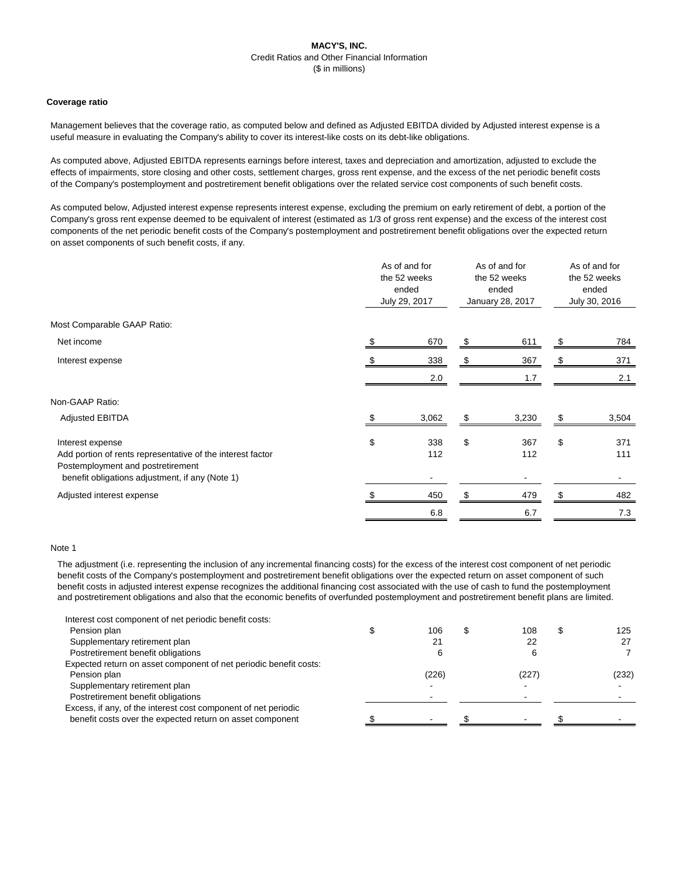**MACY'S, INC.**
Credit Ratios and Other Financial Information
($ in millions)

**Coverage ratio**

Management believes that the coverage ratio, as computed below and defined as Adjusted EBITDA divided by Adjusted interest expense is a useful measure in evaluating the Company's ability to cover its interest-like costs on its debt-like obligations.

As computed above, Adjusted EBITDA represents earnings before interest, taxes and depreciation and amortization, adjusted to exclude the effects of impairments, store closing and other costs, settlement charges, gross rent expense, and the excess of the net periodic benefit costs of the Company's postemployment and postretirement benefit obligations over the related service cost components of such benefit costs.

As computed below, Adjusted interest expense represents interest expense, excluding the premium on early retirement of debt, a portion of the Company's gross rent expense deemed to be equivalent of interest (estimated as 1/3 of gross rent expense) and the excess of the interest cost components of the net periodic benefit costs of the Company's postemployment and postretirement benefit obligations over the expected return on asset components of such benefit costs, if any.

| | As of and for the 52 weeks ended July 29, 2017 | As of and for the 52 weeks ended January 28, 2017 | As of and for the 52 weeks ended July 30, 2016 |
|---|---|---|---|
| Most Comparable GAAP Ratio: | | | |
| Net income | $ 670 | $ 611 | $ 784 |
| Interest expense | $ 338 | $ 367 | $ 371 |
| | 2.0 | 1.7 | 2.1 |
| Non-GAAP Ratio: | | | |
| Adjusted EBITDA | $ 3,062 | $ 3,230 | $ 3,504 |
| Interest expense | $ 338 | $ 367 | $ 371 |
| Add portion of rents representative of the interest factor | 112 | 112 | 111 |
| Postemployment and postretirement benefit obligations adjustment, if any (Note 1) | - | - | - |
| Adjusted interest expense | $ 450 | $ 479 | $ 482 |
| | 6.8 | 6.7 | 7.3 |

Note 1

The adjustment (i.e. representing the inclusion of any incremental financing costs) for the excess of the interest cost component of net periodic benefit costs of the Company's postemployment and postretirement benefit obligations over the expected return on asset component of such benefit costs in adjusted interest expense recognizes the additional financing cost associated with the use of cash to fund the postemployment and postretirement obligations and also that the economic benefits of overfunded postemployment and postretirement benefit plans are limited.

| | | | |
|---|---|---|---|
| Interest cost component of net periodic benefit costs: | | | |
| Pension plan | $ 106 | $ 108 | $ 125 |
| Supplementary retirement plan | 21 | 22 | 27 |
| Postretirement benefit obligations | 6 | 6 | 7 |
| Expected return on asset component of net periodic benefit costs: | | | |
| Pension plan | (226) | (227) | (232) |
| Supplementary retirement plan | - | - | - |
| Postretirement benefit obligations | - | - | - |
| Excess, if any, of the interest cost component of net periodic benefit costs over the expected return on asset component | $ - | $ - | $ - |